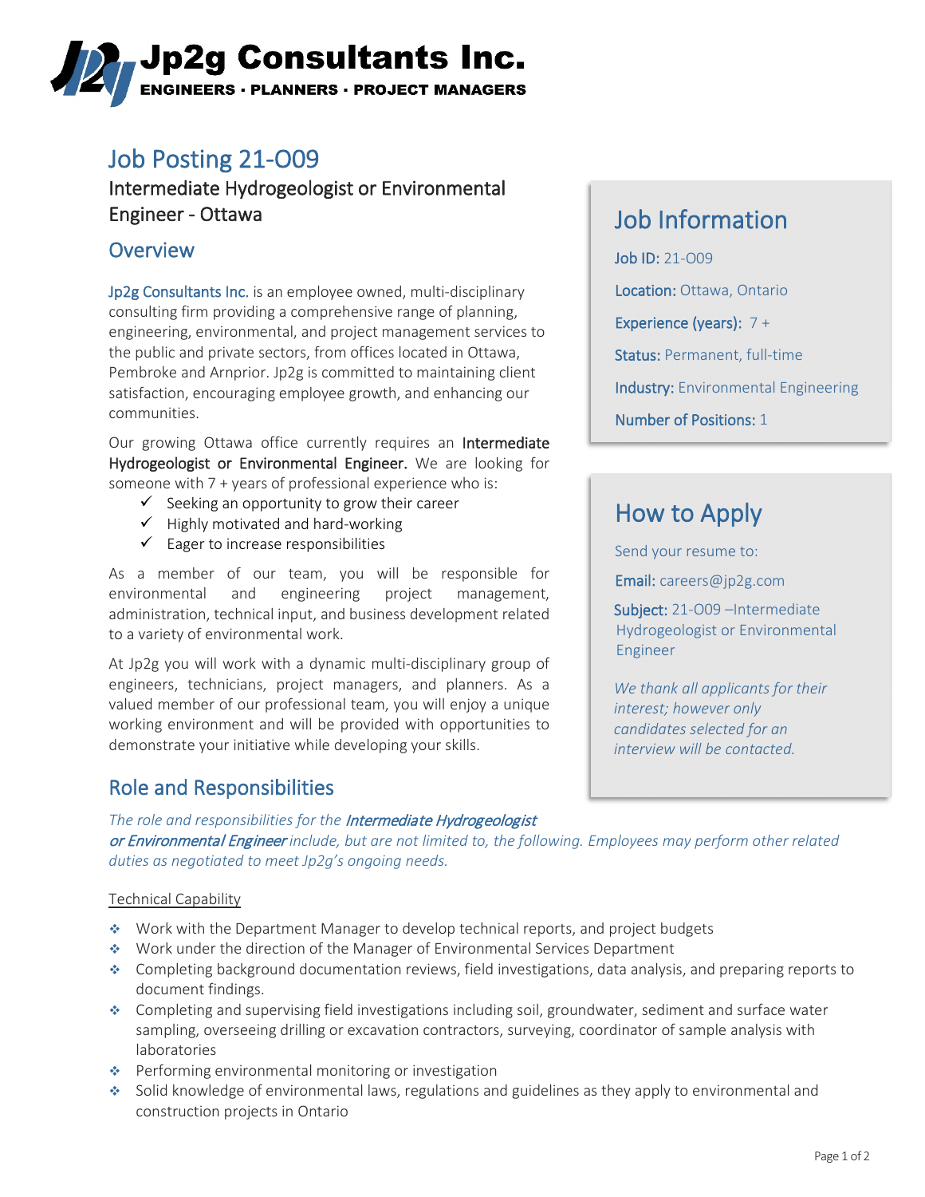# Jp2g Consultants Inc.

ENGINEERS · PLANNERS · PROJECT MANAGERS

## Job Posting 21-O09

### Intermediate Hydrogeologist or Environmental Engineer - Ottawa

## Overview

Jp2g Consultants Inc. is an employee owned, multi-disciplinary consulting firm providing a comprehensive range of planning, engineering, environmental, and project management services to the public and private sectors, from offices located in Ottawa, Pembroke and Arnprior. Jp2g is committed to maintaining client satisfaction, encouraging employee growth, and enhancing our communities.

Our growing Ottawa office currently requires an **Intermediate Hydrogeologist or Environmental Engineer.** We are looking for someone with 7 + years of professional experience who is:

- ✓ Seeking an opportunity to grow their career
- ✓ Highly motivated and hard-working
- ✓ Eager to increase responsibilities

As a member of our team, you will be responsible for environmental and engineering project management, administration, technical input, and business development related to a variety of environmental work.

At Jp2g you will work with a dynamic multi-disciplinary group of engineers, technicians, project managers, and planners. As a valued member of our professional team, you will enjoy a unique working environment and will be provided with opportunities to demonstrate your initiative while developing your skills.

## Job Information

**Job ID:** 21-O09

**Location:** Ottawa, Ontario

**Experience (years):** 7 +

**Status:** Permanent, full-time

**Industry:** Environmental Engineering

**Number of Positions:** 1

## How to Apply

Send your resume to:

**Email:** careers@jp2g.com

**Subject:** 21-O09 –Intermediate Hydrogeologist or Environmental Engineer

*We thank all applicants for their interest; however only candidates selected for an interview will be contacted.*

## Role and Responsibilities

*The role and responsibilities for the **Intermediate Hydrogeologist or Environmental Engineer** include, but are not limited to, the following. Employees may perform other related duties as negotiated to meet Jp2g's ongoing needs.*

Technical Capability

- Work with the Department Manager to develop technical reports, and project budgets
- Work under the direction of the Manager of Environmental Services Department
- Completing background documentation reviews, field investigations, data analysis, and preparing reports to document findings.
- Completing and supervising field investigations including soil, groundwater, sediment and surface water sampling, overseeing drilling or excavation contractors, surveying, coordinator of sample analysis with laboratories
- Performing environmental monitoring or investigation
- Solid knowledge of environmental laws, regulations and guidelines as they apply to environmental and construction projects in Ontario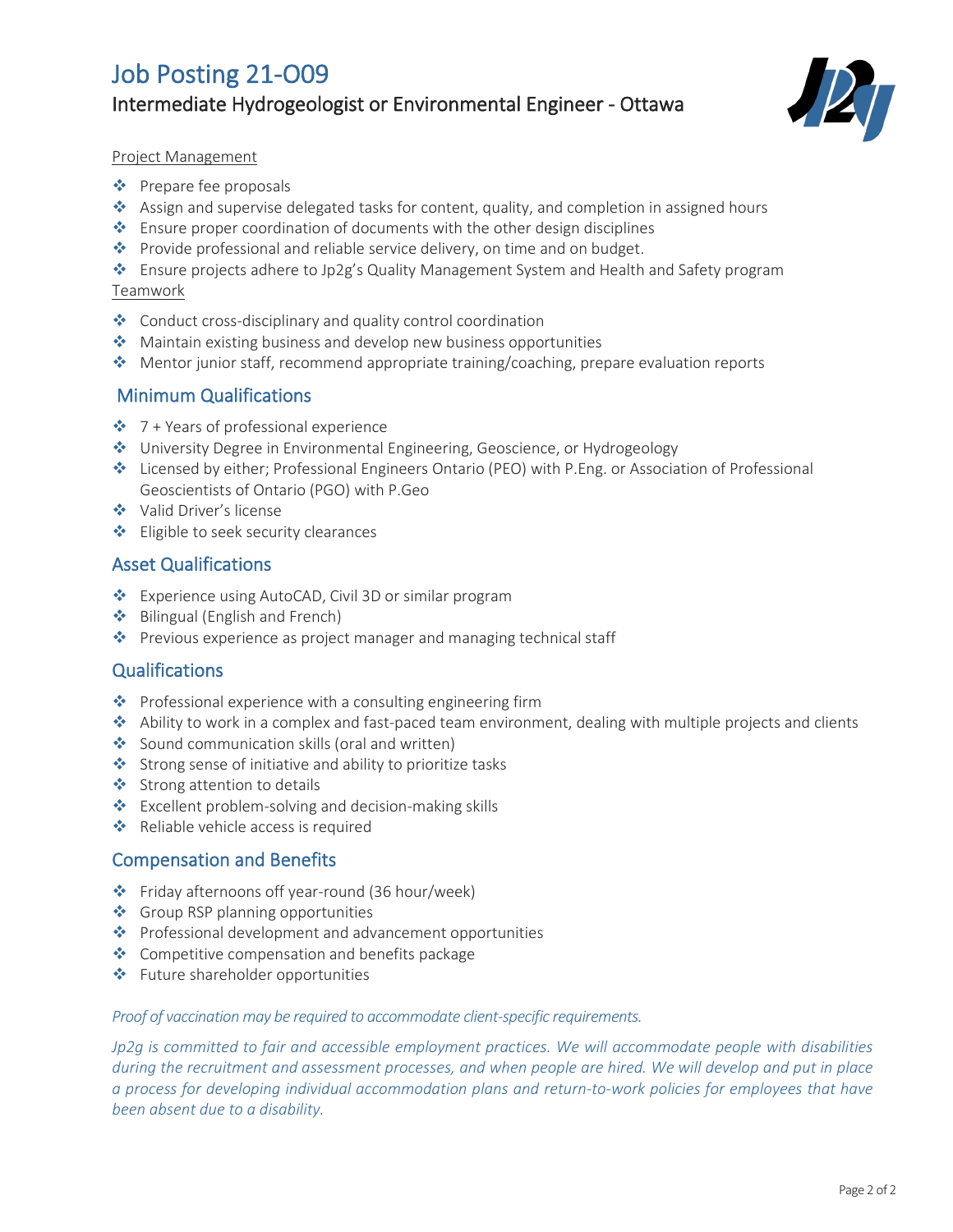# Job Posting 21-O09

## Intermediate Hydrogeologist or Environmental Engineer - Ottawa

Project Management

- Prepare fee proposals
- Assign and supervise delegated tasks for content, quality, and completion in assigned hours
- Ensure proper coordination of documents with the other design disciplines
- Provide professional and reliable service delivery, on time and on budget.
- Ensure projects adhere to Jp2g's Quality Management System and Health and Safety program

Teamwork

- Conduct cross-disciplinary and quality control coordination
- Maintain existing business and develop new business opportunities
- Mentor junior staff, recommend appropriate training/coaching, prepare evaluation reports

## Minimum Qualifications

- 7 + Years of professional experience
- University Degree in Environmental Engineering, Geoscience, or Hydrogeology
- Licensed by either; Professional Engineers Ontario (PEO) with P.Eng. or Association of Professional Geoscientists of Ontario (PGO) with P.Geo
- Valid Driver's license
- Eligible to seek security clearances

## Asset Qualifications

- Experience using AutoCAD, Civil 3D or similar program
- Bilingual (English and French)
- Previous experience as project manager and managing technical staff

## Qualifications

- Professional experience with a consulting engineering firm
- Ability to work in a complex and fast-paced team environment, dealing with multiple projects and clients
- Sound communication skills (oral and written)
- Strong sense of initiative and ability to prioritize tasks
- Strong attention to details
- Excellent problem-solving and decision-making skills
- Reliable vehicle access is required

## Compensation and Benefits

- Friday afternoons off year-round (36 hour/week)
- Group RSP planning opportunities
- Professional development and advancement opportunities
- Competitive compensation and benefits package
- Future shareholder opportunities

*Proof of vaccination may be required to accommodate client-specific requirements.*

*Jp2g is committed to fair and accessible employment practices. We will accommodate people with disabilities during the recruitment and assessment processes, and when people are hired. We will develop and put in place a process for developing individual accommodation plans and return-to-work policies for employees that have been absent due to a disability.*